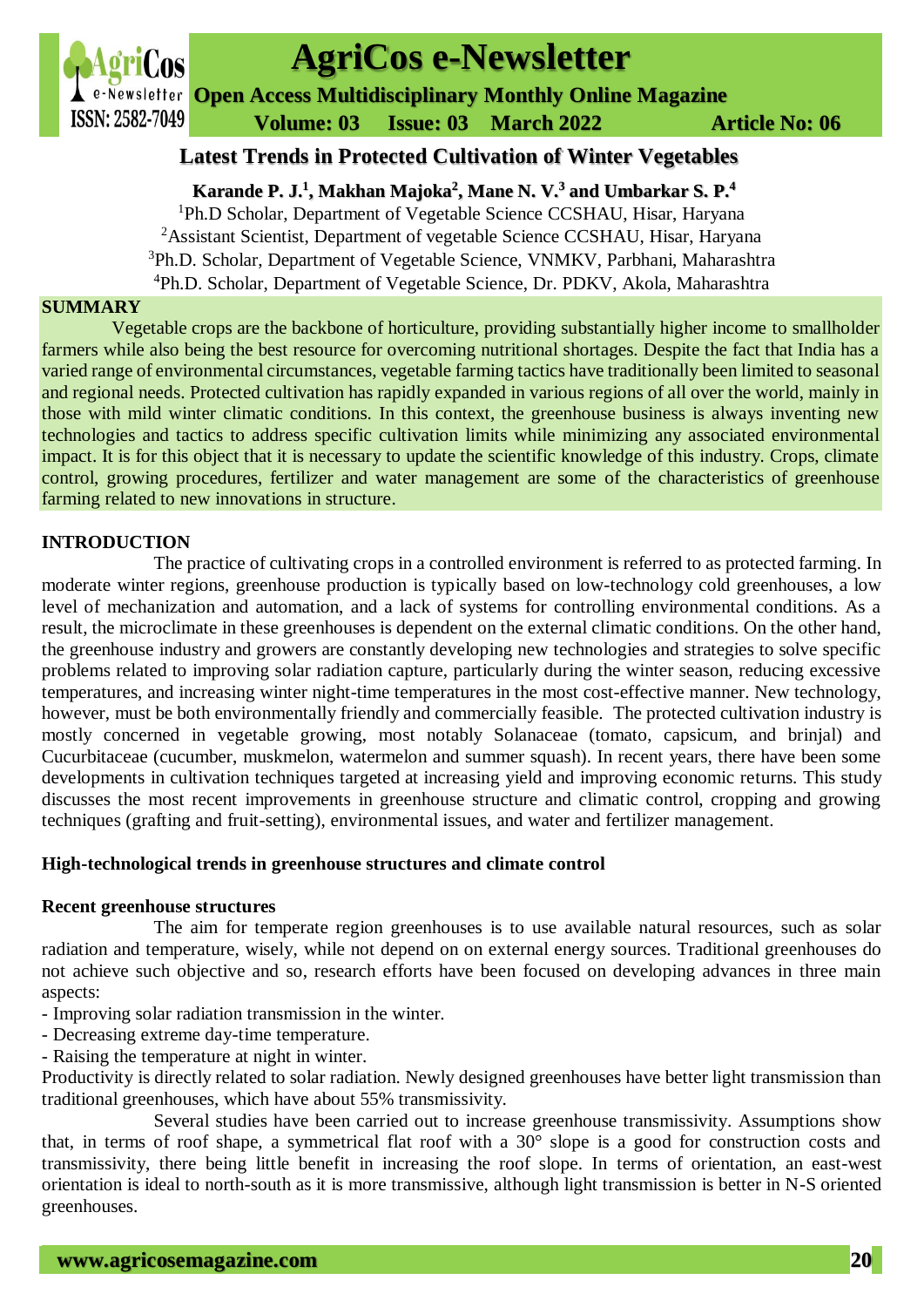# Latest Trends in Protected Cultivation of Winter Vegetables

**Karande P. J.[1], Makhan Majoka[2], Mane N. V.[3] and Umbarkar S. P.[4]**

[1]Ph.D Scholar, Department of Vegetable Science CCSHAU, Hisar, Haryana
[2]Assistant Scientist, Department of vegetable Science CCSHAU, Hisar, Haryana
[3]Ph.D. Scholar, Department of Vegetable Science, VNMKV, Parbhani, Maharashtra
[4]Ph.D. Scholar, Department of Vegetable Science, Dr. PDKV, Akola, Maharashtra

## SUMMARY

Vegetable crops are the backbone of horticulture, providing substantially higher income to smallholder farmers while also being the best resource for overcoming nutritional shortages. Despite the fact that India has a varied range of environmental circumstances, vegetable farming tactics have traditionally been limited to seasonal and regional needs. Protected cultivation has rapidly expanded in various regions of all over the world, mainly in those with mild winter climatic conditions. In this context, the greenhouse business is always inventing new technologies and tactics to address specific cultivation limits while minimizing any associated environmental impact. It is for this object that it is necessary to update the scientific knowledge of this industry. Crops, climate control, growing procedures, fertilizer and water management are some of the characteristics of greenhouse farming related to new innovations in structure.

## INTRODUCTION

The practice of cultivating crops in a controlled environment is referred to as protected farming. In moderate winter regions, greenhouse production is typically based on low-technology cold greenhouses, a low level of mechanization and automation, and a lack of systems for controlling environmental conditions. As a result, the microclimate in these greenhouses is dependent on the external climatic conditions. On the other hand, the greenhouse industry and growers are constantly developing new technologies and strategies to solve specific problems related to improving solar radiation capture, particularly during the winter season, reducing excessive temperatures, and increasing winter night-time temperatures in the most cost-effective manner. New technology, however, must be both environmentally friendly and commercially feasible. The protected cultivation industry is mostly concerned in vegetable growing, most notably Solanaceae (tomato, capsicum, and brinjal) and Cucurbitaceae (cucumber, muskmelon, watermelon and summer squash). In recent years, there have been some developments in cultivation techniques targeted at increasing yield and improving economic returns. This study discusses the most recent improvements in greenhouse structure and climatic control, cropping and growing techniques (grafting and fruit-setting), environmental issues, and water and fertilizer management.

## High-technological trends in greenhouse structures and climate control

### Recent greenhouse structures

The aim for temperate region greenhouses is to use available natural resources, such as solar radiation and temperature, wisely, while not depend on on external energy sources. Traditional greenhouses do not achieve such objective and so, research efforts have been focused on developing advances in three main aspects:

- Improving solar radiation transmission in the winter.
- Decreasing extreme day-time temperature.
- Raising the temperature at night in winter.

Productivity is directly related to solar radiation. Newly designed greenhouses have better light transmission than traditional greenhouses, which have about 55% transmissivity.

Several studies have been carried out to increase greenhouse transmissivity. Assumptions show that, in terms of roof shape, a symmetrical flat roof with a 30° slope is a good for construction costs and transmissivity, there being little benefit in increasing the roof slope. In terms of orientation, an east-west orientation is ideal to north-south as it is more transmissive, although light transmission is better in N-S oriented greenhouses.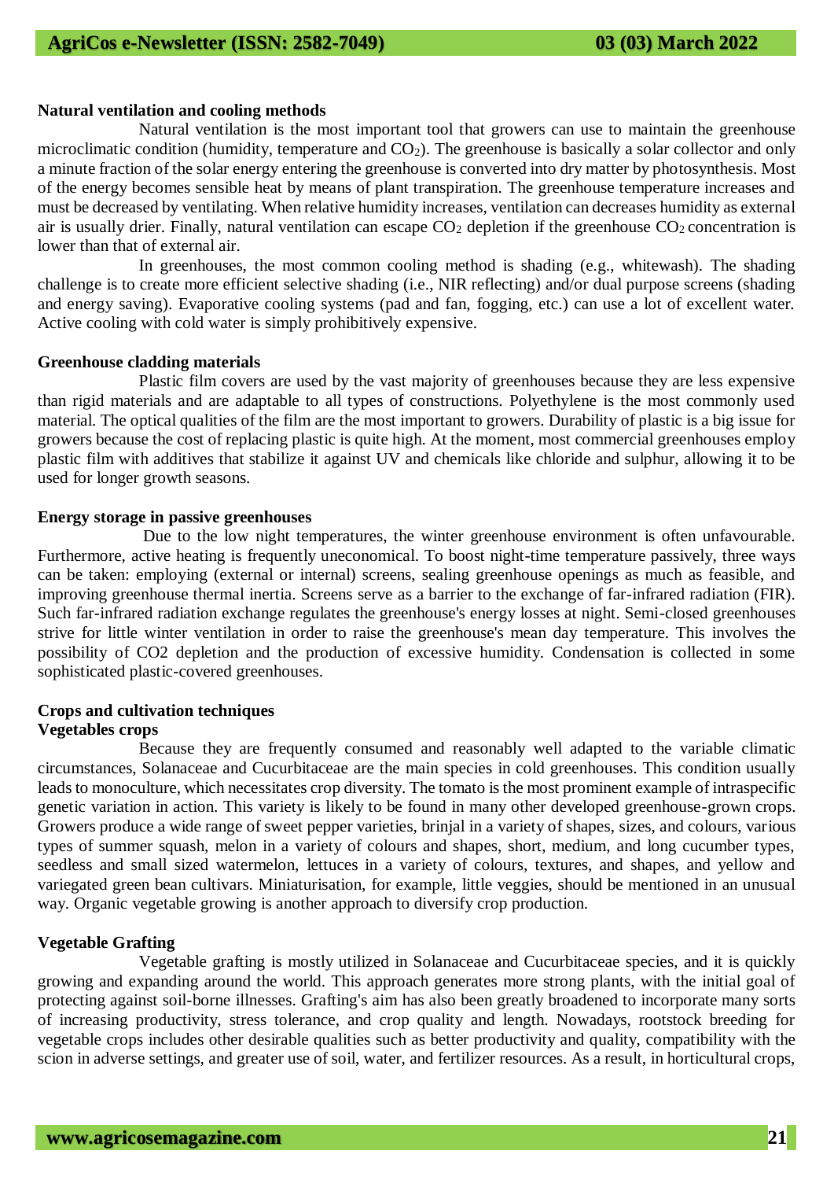## Natural ventilation and cooling methods

Natural ventilation is the most important tool that growers can use to maintain the greenhouse microclimatic condition (humidity, temperature and $CO_2$). The greenhouse is basically a solar collector and only a minute fraction of the solar energy entering the greenhouse is converted into dry matter by photosynthesis. Most of the energy becomes sensible heat by means of plant transpiration. The greenhouse temperature increases and must be decreased by ventilating. When relative humidity increases, ventilation can decreases humidity as external air is usually drier. Finally, natural ventilation can escape $CO_2$ depletion if the greenhouse $CO_2$ concentration is lower than that of external air.

In greenhouses, the most common cooling method is shading (e.g., whitewash). The shading challenge is to create more efficient selective shading (i.e., NIR reflecting) and/or dual purpose screens (shading and energy saving). Evaporative cooling systems (pad and fan, fogging, etc.) can use a lot of excellent water. Active cooling with cold water is simply prohibitively expensive.

## Greenhouse cladding materials

Plastic film covers are used by the vast majority of greenhouses because they are less expensive than rigid materials and are adaptable to all types of constructions. Polyethylene is the most commonly used material. The optical qualities of the film are the most important to growers. Durability of plastic is a big issue for growers because the cost of replacing plastic is quite high. At the moment, most commercial greenhouses employ plastic film with additives that stabilize it against UV and chemicals like chloride and sulphur, allowing it to be used for longer growth seasons.

## Energy storage in passive greenhouses

Due to the low night temperatures, the winter greenhouse environment is often unfavourable. Furthermore, active heating is frequently uneconomical. To boost night-time temperature passively, three ways can be taken: employing (external or internal) screens, sealing greenhouse openings as much as feasible, and improving greenhouse thermal inertia. Screens serve as a barrier to the exchange of far-infrared radiation (FIR). Such far-infrared radiation exchange regulates the greenhouse's energy losses at night. Semi-closed greenhouses strive for little winter ventilation in order to raise the greenhouse's mean day temperature. This involves the possibility of $CO_2$ depletion and the production of excessive humidity. Condensation is collected in some sophisticated plastic-covered greenhouses.

## Crops and cultivation techniques

### Vegetables crops

Because they are frequently consumed and reasonably well adapted to the variable climatic circumstances, Solanaceae and Cucurbitaceae are the main species in cold greenhouses. This condition usually leads to monoculture, which necessitates crop diversity. The tomato is the most prominent example of intraspecific genetic variation in action. This variety is likely to be found in many other developed greenhouse-grown crops. Growers produce a wide range of sweet pepper varieties, brinjal in a variety of shapes, sizes, and colours, various types of summer squash, melon in a variety of colours and shapes, short, medium, and long cucumber types, seedless and small sized watermelon, lettuces in a variety of colours, textures, and shapes, and yellow and variegated green bean cultivars. Miniaturisation, for example, little veggies, should be mentioned in an unusual way. Organic vegetable growing is another approach to diversify crop production.

### Vegetable Grafting

Vegetable grafting is mostly utilized in Solanaceae and Cucurbitaceae species, and it is quickly growing and expanding around the world. This approach generates more strong plants, with the initial goal of protecting against soil-borne illnesses. Grafting's aim has also been greatly broadened to incorporate many sorts of increasing productivity, stress tolerance, and crop quality and length. Nowadays, rootstock breeding for vegetable crops includes other desirable qualities such as better productivity and quality, compatibility with the scion in adverse settings, and greater use of soil, water, and fertilizer resources. As a result, in horticultural crops,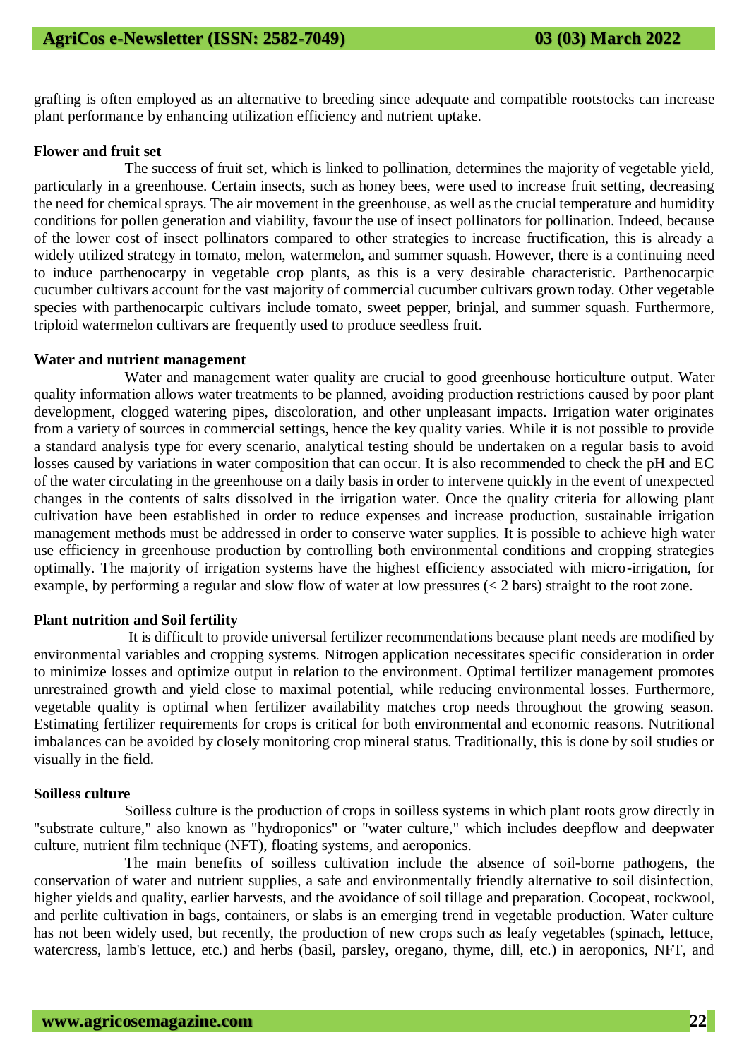grafting is often employed as an alternative to breeding since adequate and compatible rootstocks can increase plant performance by enhancing utilization efficiency and nutrient uptake.

**Flower and fruit set**

The success of fruit set, which is linked to pollination, determines the majority of vegetable yield, particularly in a greenhouse. Certain insects, such as honey bees, were used to increase fruit setting, decreasing the need for chemical sprays. The air movement in the greenhouse, as well as the crucial temperature and humidity conditions for pollen generation and viability, favour the use of insect pollinators for pollination. Indeed, because of the lower cost of insect pollinators compared to other strategies to increase fructification, this is already a widely utilized strategy in tomato, melon, watermelon, and summer squash. However, there is a continuing need to induce parthenocarpy in vegetable crop plants, as this is a very desirable characteristic. Parthenocarpic cucumber cultivars account for the vast majority of commercial cucumber cultivars grown today. Other vegetable species with parthenocarpic cultivars include tomato, sweet pepper, brinjal, and summer squash. Furthermore, triploid watermelon cultivars are frequently used to produce seedless fruit.

**Water and nutrient management**

Water and management water quality are crucial to good greenhouse horticulture output. Water quality information allows water treatments to be planned, avoiding production restrictions caused by poor plant development, clogged watering pipes, discoloration, and other unpleasant impacts. Irrigation water originates from a variety of sources in commercial settings, hence the key quality varies. While it is not possible to provide a standard analysis type for every scenario, analytical testing should be undertaken on a regular basis to avoid losses caused by variations in water composition that can occur. It is also recommended to check the pH and EC of the water circulating in the greenhouse on a daily basis in order to intervene quickly in the event of unexpected changes in the contents of salts dissolved in the irrigation water. Once the quality criteria for allowing plant cultivation have been established in order to reduce expenses and increase production, sustainable irrigation management methods must be addressed in order to conserve water supplies. It is possible to achieve high water use efficiency in greenhouse production by controlling both environmental conditions and cropping strategies optimally. The majority of irrigation systems have the highest efficiency associated with micro-irrigation, for example, by performing a regular and slow flow of water at low pressures (< 2 bars) straight to the root zone.

**Plant nutrition and Soil fertility**

It is difficult to provide universal fertilizer recommendations because plant needs are modified by environmental variables and cropping systems. Nitrogen application necessitates specific consideration in order to minimize losses and optimize output in relation to the environment. Optimal fertilizer management promotes unrestrained growth and yield close to maximal potential, while reducing environmental losses. Furthermore, vegetable quality is optimal when fertilizer availability matches crop needs throughout the growing season. Estimating fertilizer requirements for crops is critical for both environmental and economic reasons. Nutritional imbalances can be avoided by closely monitoring crop mineral status. Traditionally, this is done by soil studies or visually in the field.

**Soilless culture**

Soilless culture is the production of crops in soilless systems in which plant roots grow directly in "substrate culture," also known as "hydroponics" or "water culture," which includes deepflow and deepwater culture, nutrient film technique (NFT), floating systems, and aeroponics.

The main benefits of soilless cultivation include the absence of soil-borne pathogens, the conservation of water and nutrient supplies, a safe and environmentally friendly alternative to soil disinfection, higher yields and quality, earlier harvests, and the avoidance of soil tillage and preparation. Cocopeat, rockwool, and perlite cultivation in bags, containers, or slabs is an emerging trend in vegetable production. Water culture has not been widely used, but recently, the production of new crops such as leafy vegetables (spinach, lettuce, watercress, lamb's lettuce, etc.) and herbs (basil, parsley, oregano, thyme, dill, etc.) in aeroponics, NFT, and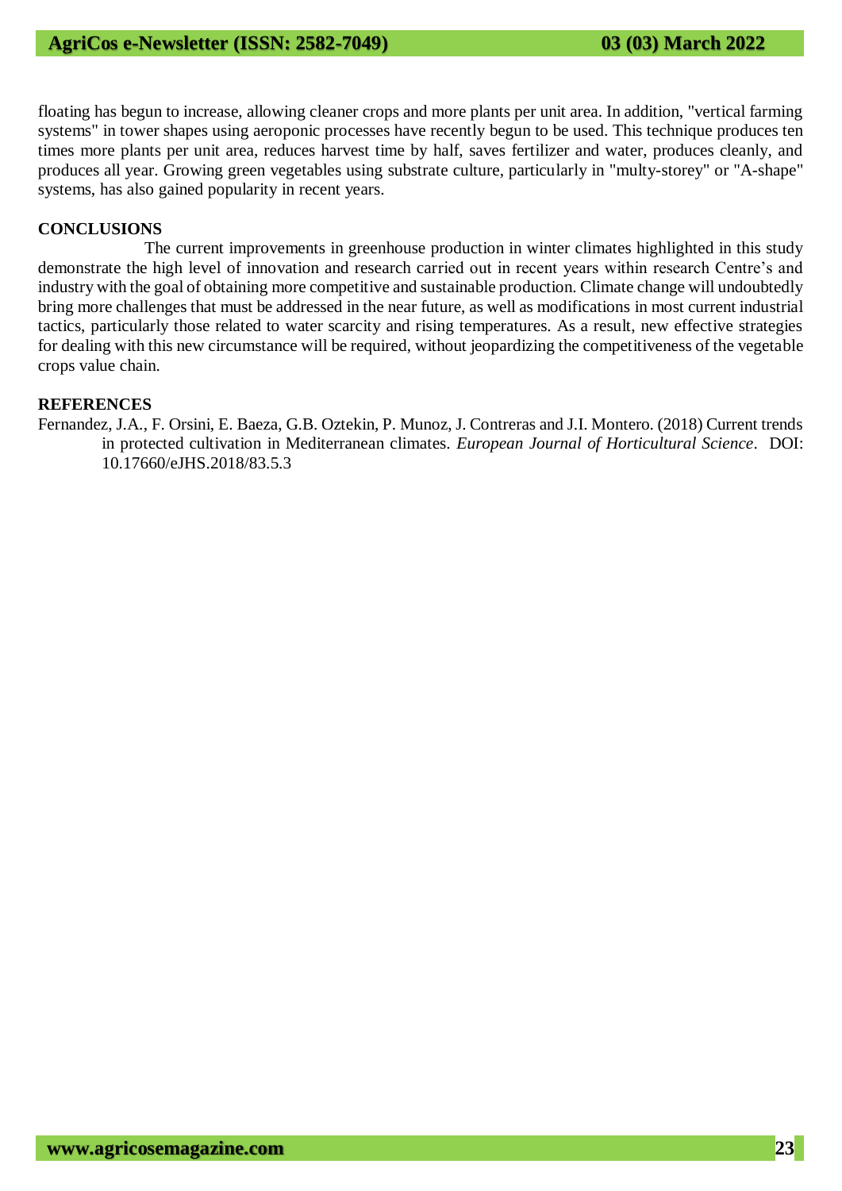floating has begun to increase, allowing cleaner crops and more plants per unit area. In addition, "vertical farming systems" in tower shapes using aeroponic processes have recently begun to be used. This technique produces ten times more plants per unit area, reduces harvest time by half, saves fertilizer and water, produces cleanly, and produces all year. Growing green vegetables using substrate culture, particularly in "multy-storey" or "A-shape" systems, has also gained popularity in recent years.

## CONCLUSIONS

The current improvements in greenhouse production in winter climates highlighted in this study demonstrate the high level of innovation and research carried out in recent years within research Centre's and industry with the goal of obtaining more competitive and sustainable production. Climate change will undoubtedly bring more challenges that must be addressed in the near future, as well as modifications in most current industrial tactics, particularly those related to water scarcity and rising temperatures. As a result, new effective strategies for dealing with this new circumstance will be required, without jeopardizing the competitiveness of the vegetable crops value chain.

## REFERENCES

Fernandez, J.A., F. Orsini, E. Baeza, G.B. Oztekin, P. Munoz, J. Contreras and J.I. Montero. (2018) Current trends in protected cultivation in Mediterranean climates. *European Journal of Horticultural Science*. DOI: 10.17660/eJHS.2018/83.5.3